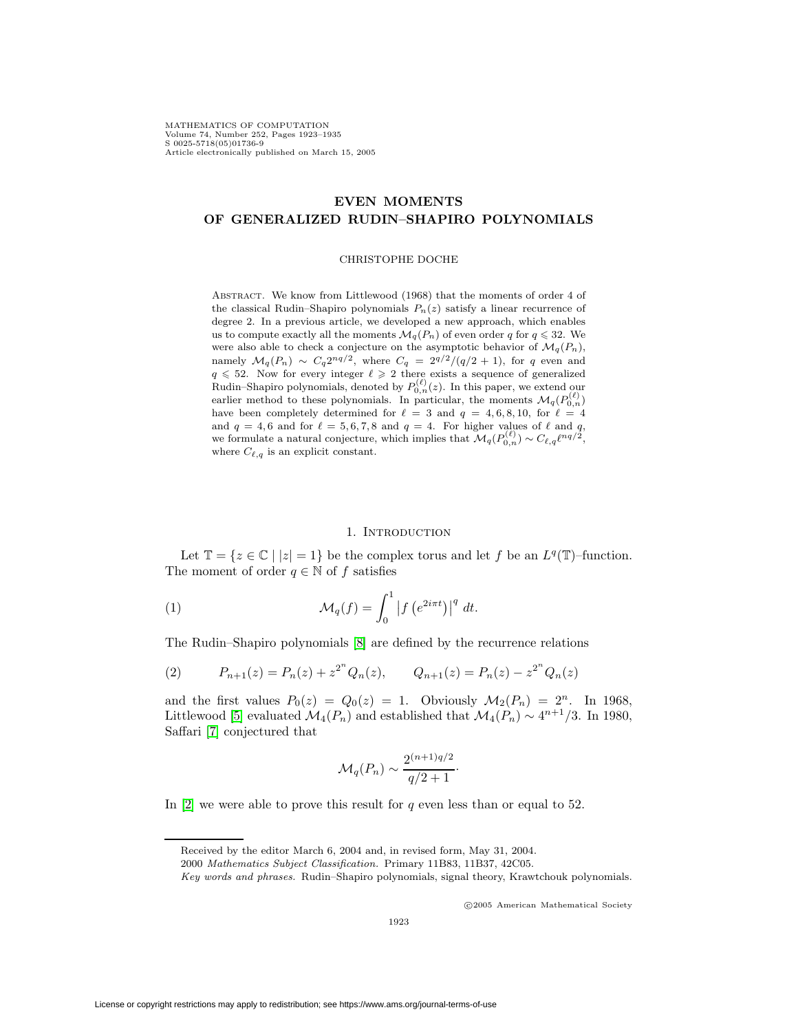# EVEN MOMENTS OF GENERALIZED RUDIN–SHAPIRO POLYNOMIALS

CHRISTOPHE DOCHE

ABSTRACT. We know from Littlewood (1968) that the moments of order 4 of the classical Rudin–Shapiro polynomials $P_n(z)$ satisfy a linear recurrence of degree 2. In a previous article, we developed a new approach, which enables us to compute exactly all the moments $\mathcal{M}_q(P_n)$ of even order $q$ for $q \leqslant 32$. We were also able to check a conjecture on the asymptotic behavior of $\mathcal{M}_q(P_n)$, namely $\mathcal{M}_q(P_n) \sim C_q 2^{nq/2}$, where $C_q = 2^{q/2}/(q/2+1)$, for $q$ even and $q \leqslant 52$. Now for every integer $\ell \geqslant 2$ there exists a sequence of generalized Rudin–Shapiro polynomials, denoted by $P_{0,n}^{(\ell)}(z)$. In this paper, we extend our earlier method to these polynomials. In particular, the moments $\mathcal{M}_q(P_{0,n}^{(\ell)})$ have been completely determined for $\ell = 3$ and $q = 4, 6, 8, 10$, for $\ell = 4$ and $q = 4, 6$ and for $\ell = 5, 6, 7, 8$ and $q = 4$. For higher values of $\ell$ and $q$, we formulate a natural conjecture, which implies that $\mathcal{M}_q(P_{0,n}^{(\ell)}) \sim C_{\ell,q} \ell^{nq/2}$, where $C_{\ell,q}$ is an explicit constant.

## 1. INTRODUCTION

Let $\mathbb{T} = \{z \in \mathbb{C} \mid |z| = 1\}$ be the complex torus and let $f$ be an $L^q(\mathbb{T})$–function. The moment of order $q \in \mathbb{N}$ of $f$ satisfies

$$\mathcal{M}_q(f) = \int_0^1 \left| f\left(e^{2i\pi t}\right) \right|^q \, dt. \tag{1}$$

The Rudin–Shapiro polynomials [8] are defined by the recurrence relations

$$P_{n+1}(z) = P_n(z) + z^{2^n} Q_n(z), \qquad Q_{n+1}(z) = P_n(z) - z^{2^n} Q_n(z) \tag{2}$$

and the first values $P_0(z) = Q_0(z) = 1$. Obviously $\mathcal{M}_2(P_n) = 2^n$. In 1968, Littlewood [5] evaluated $\mathcal{M}_4(P_n)$ and established that $\mathcal{M}_4(P_n) \sim 4^{n+1}/3$. In 1980, Saffari [7] conjectured that

$$\mathcal{M}_q(P_n) \sim \frac{2^{(n+1)q/2}}{q/2+1}.$$

In [2] we were able to prove this result for $q$ even less than or equal to 52.

---

Received by the editor March 6, 2004 and, in revised form, May 31, 2004.

2000 *Mathematics Subject Classification.* Primary 11B83, 11B37, 42C05.

*Key words and phrases.* Rudin–Shapiro polynomials, signal theory, Krawtchouk polynomials.

©2005 American Mathematical Society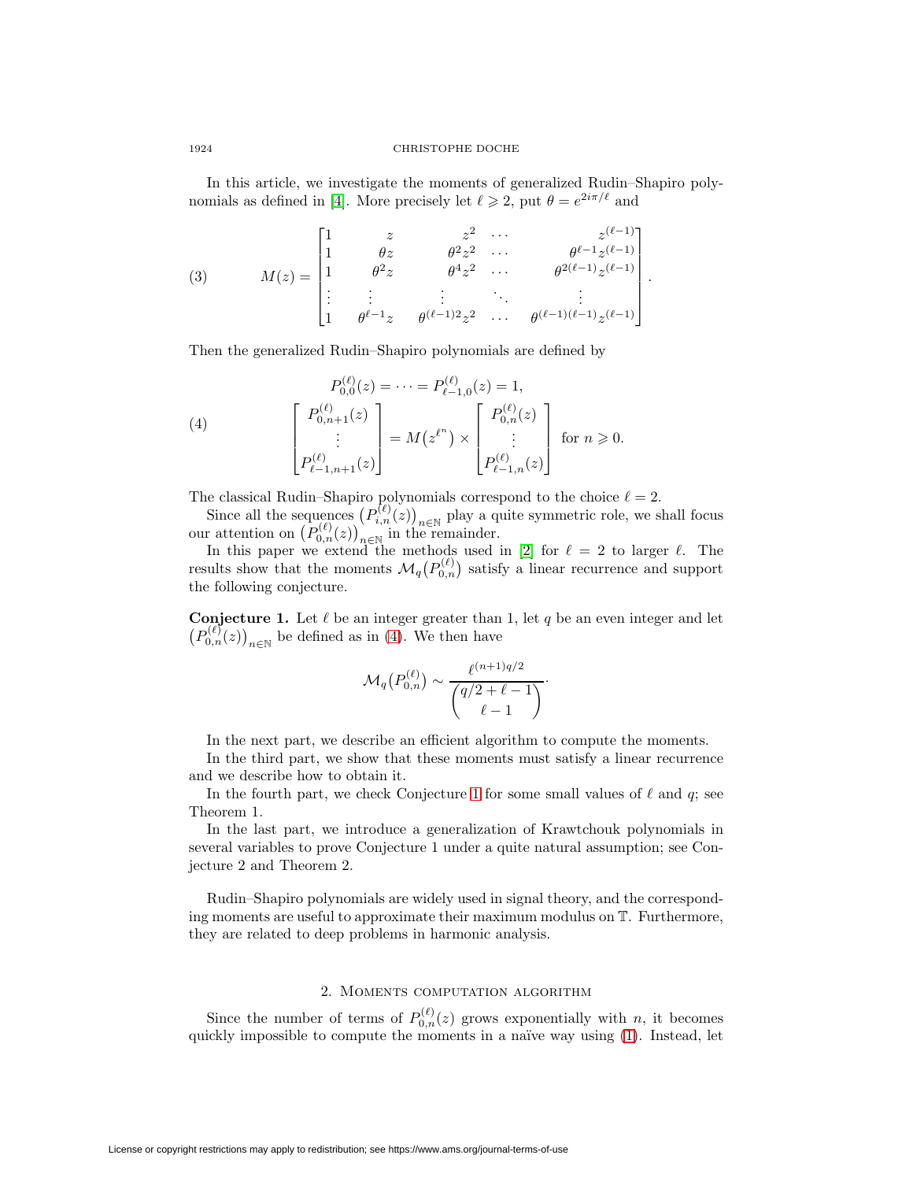In this article, we investigate the moments of generalized Rudin–Shapiro polynomials as defined in [4]. More precisely let $\ell \geqslant 2$, put $\theta = e^{2i\pi/\ell}$ and

$$
M(z) = \begin{bmatrix} 1 & z & z^2 & \cdots & z^{(\ell-1)} \\ 1 & \theta z & \theta^2 z^2 & \cdots & \theta^{\ell-1} z^{(\ell-1)} \\ 1 & \theta^2 z & \theta^4 z^2 & \cdots & \theta^{2(\ell-1)} z^{(\ell-1)} \\ \vdots & \vdots & \vdots & \ddots & \vdots \\ 1 & \theta^{\ell-1} z & \theta^{(\ell-1)2} z^2 & \cdots & \theta^{(\ell-1)(\ell-1)} z^{(\ell-1)} \end{bmatrix}. \tag{3}
$$

Then the generalized Rudin–Shapiro polynomials are defined by

$$
\begin{gathered}
P_{0,0}^{(\ell)}(z) = \cdots = P_{\ell-1,0}^{(\ell)}(z) = 1, \\
\begin{bmatrix} P_{0,n+1}^{(\ell)}(z) \\ \vdots \\ P_{\ell-1,n+1}^{(\ell)}(z) \end{bmatrix} = M\big(z^{\ell^n}\big) \times \begin{bmatrix} P_{0,n}^{(\ell)}(z) \\ \vdots \\ P_{\ell-1,n}^{(\ell)}(z) \end{bmatrix} \text{ for } n \geqslant 0.
\end{gathered} \tag{4}
$$

The classical Rudin–Shapiro polynomials correspond to the choice $\ell = 2$.

Since all the sequences $\big(P_{i,n}^{(\ell)}(z)\big)_{n\in\mathbb{N}}$ play a quite symmetric role, we shall focus our attention on $\big(P_{0,n}^{(\ell)}(z)\big)_{n\in\mathbb{N}}$ in the remainder.

In this paper we extend the methods used in [2] for $\ell = 2$ to larger $\ell$. The results show that the moments $\mathcal{M}_q\big(P_{0,n}^{(\ell)}\big)$ satisfy a linear recurrence and support the following conjecture.

**Conjecture 1.** Let $\ell$ be an integer greater than 1, let $q$ be an even integer and let $\big(P_{0,n}^{(\ell)}(z)\big)_{n\in\mathbb{N}}$ be defined as in (4). We then have

$$
\mathcal{M}_q\big(P_{0,n}^{(\ell)}\big) \sim \frac{\ell^{(n+1)q/2}}{\dbinom{q/2+\ell-1}{\ell-1}}.
$$

In the next part, we describe an efficient algorithm to compute the moments.

In the third part, we show that these moments must satisfy a linear recurrence and we describe how to obtain it.

In the fourth part, we check Conjecture 1 for some small values of $\ell$ and $q$; see Theorem 1.

In the last part, we introduce a generalization of Krawtchouk polynomials in several variables to prove Conjecture 1 under a quite natural assumption; see Conjecture 2 and Theorem 2.

Rudin–Shapiro polynomials are widely used in signal theory, and the corresponding moments are useful to approximate their maximum modulus on $\mathbb{T}$. Furthermore, they are related to deep problems in harmonic analysis.

## 2. Moments computation algorithm

Since the number of terms of $P_{0,n}^{(\ell)}(z)$ grows exponentially with $n$, it becomes quickly impossible to compute the moments in a naïve way using (1). Instead, let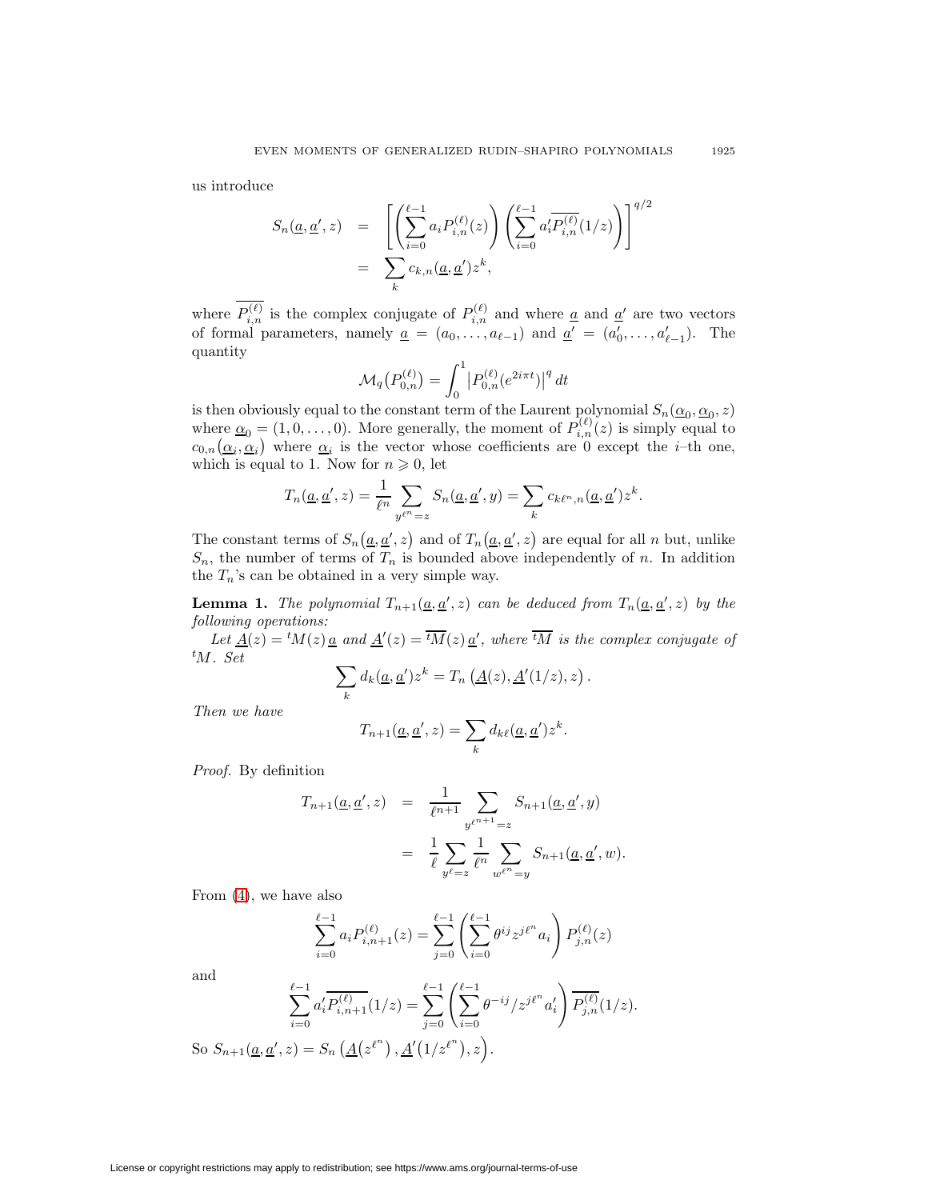us introduce

$$
\begin{aligned}
S_n(\underline{a}, \underline{a}', z) &= \left[ \left( \sum_{i=0}^{\ell-1} a_i P_{i,n}^{(\ell)}(z) \right) \left( \sum_{i=0}^{\ell-1} a_i' \overline{P_{i,n}^{(\ell)}}(1/z) \right) \right]^{q/2} \\
&= \sum_k c_{k,n}(\underline{a}, \underline{a}') z^k,
\end{aligned}
$$

where $\overline{P_{i,n}^{(\ell)}}$ is the complex conjugate of $P_{i,n}^{(\ell)}$ and where $\underline{a}$ and $\underline{a}'$ are two vectors of formal parameters, namely $\underline{a} = (a_0, \ldots, a_{\ell-1})$ and $\underline{a}' = (a_0', \ldots, a_{\ell-1}')$. The quantity

$$
\mathcal{M}_q\big(P_{0,n}^{(\ell)}\big) = \int_0^1 \big|P_{0,n}^{(\ell)}(e^{2i\pi t})\big|^q \, dt
$$

is then obviously equal to the constant term of the Laurent polynomial $S_n(\underline{\alpha}_0, \underline{\alpha}_0, z)$ where $\underline{\alpha}_0 = (1, 0, \ldots, 0)$. More generally, the moment of $P_{i,n}^{(\ell)}(z)$ is simply equal to $c_{0,n}\big(\underline{\alpha}_i, \underline{\alpha}_i\big)$ where $\underline{\alpha}_i$ is the vector whose coefficients are 0 except the $i$–th one, which is equal to 1. Now for $n \geqslant 0$, let

$$
T_n(\underline{a}, \underline{a}', z) = \frac{1}{\ell^n} \sum_{y^{\ell^n} = z} S_n(\underline{a}, \underline{a}', y) = \sum_k c_{k\ell^n,n}(\underline{a}, \underline{a}') z^k.
$$

The constant terms of $S_n\big(\underline{a}, \underline{a}', z\big)$ and of $T_n\big(\underline{a}, \underline{a}', z\big)$ are equal for all $n$ but, unlike $S_n$, the number of terms of $T_n$ is bounded above independently of $n$. In addition the $T_n$'s can be obtained in a very simple way.

**Lemma 1.** *The polynomial $T_{n+1}(\underline{a}, \underline{a}', z)$ can be deduced from $T_n(\underline{a}, \underline{a}', z)$ by the following operations:*

*Let $\underline{A}(z) = {}^tM(z)\, \underline{a}$ and $\underline{A}'(z) = \overline{{}^tM}(z)\, \underline{a}'$, where $\overline{{}^tM}$ is the complex conjugate of ${}^tM$. Set*

$$
\sum_k d_k(\underline{a}, \underline{a}') z^k = T_n\left(\underline{A}(z), \underline{A}'(1/z), z\right).
$$

*Then we have*

$$
T_{n+1}(\underline{a}, \underline{a}', z) = \sum_k d_{k\ell}(\underline{a}, \underline{a}') z^k.
$$

*Proof.* By definition

$$
\begin{aligned}
T_{n+1}(\underline{a}, \underline{a}', z) &= \frac{1}{\ell^{n+1}} \sum_{y^{\ell^{n+1}} = z} S_{n+1}(\underline{a}, \underline{a}', y) \\
&= \frac{1}{\ell} \sum_{y^\ell = z} \frac{1}{\ell^n} \sum_{w^{\ell^n} = y} S_{n+1}(\underline{a}, \underline{a}', w).
\end{aligned}
$$

From (4), we have also

$$
\sum_{i=0}^{\ell-1} a_i P_{i,n+1}^{(\ell)}(z) = \sum_{j=0}^{\ell-1} \left( \sum_{i=0}^{\ell-1} \theta^{ij} z^{j\ell^n} a_i \right) P_{j,n}^{(\ell)}(z)
$$

and

$$
\sum_{i=0}^{\ell-1} a_i' \overline{P_{i,n+1}^{(\ell)}}(1/z) = \sum_{j=0}^{\ell-1} \left( \sum_{i=0}^{\ell-1} \theta^{-ij} / z^{j\ell^n} a_i' \right) \overline{P_{j,n}^{(\ell)}}(1/z).
$$

So $S_{n+1}(\underline{a}, \underline{a}', z) = S_n\left(\underline{A}\big(z^{\ell^n}\big), \underline{A}'\big(1/z^{\ell^n}\big), z\right)$.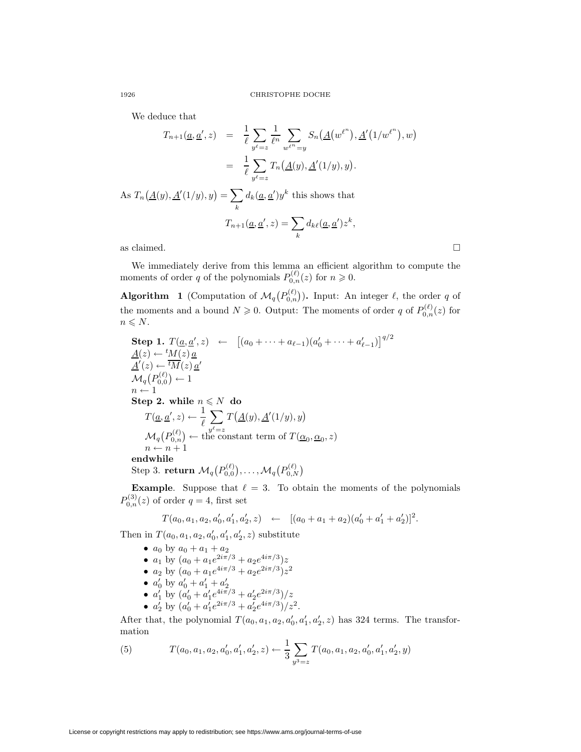We deduce that

$$
\begin{aligned}
T_{n+1}(\underline{a}, \underline{a}', z) &= \frac{1}{\ell} \sum_{y^\ell = z} \frac{1}{\ell^n} \sum_{w^{\ell^n} = y} S_n\big(\underline{A}(w^{\ell^n}), \underline{A}'(1/w^{\ell^n}), w\big) \\
&= \frac{1}{\ell} \sum_{y^\ell = z} T_n\big(\underline{A}(y), \underline{A}'(1/y), y\big).
\end{aligned}
$$

As $T_n\big(\underline{A}(y), \underline{A}'(1/y), y\big) = \sum_k d_k(\underline{a}, \underline{a}') y^k$ this shows that

$$
T_{n+1}(\underline{a}, \underline{a}', z) = \sum_k d_{k\ell}(\underline{a}, \underline{a}') z^k,
$$

as claimed. □

We immediately derive from this lemma an efficient algorithm to compute the moments of order $q$ of the polynomials $P_{0,n}^{(\ell)}(z)$ for $n \geqslant 0$.

**Algorithm 1** (Computation of $\mathcal{M}_q\big(P_{0,n}^{(\ell)}\big)$)**.** Input: An integer $\ell$, the order $q$ of the moments and a bound $N \geqslant 0$. Output: The moments of order $q$ of $P_{0,n}^{(\ell)}(z)$ for $n \leqslant N$.

**Step 1.** $T(\underline{a}, \underline{a}', z) \quad \leftarrow \quad \big[(a_0 + \cdots + a_{\ell-1})(a_0' + \cdots + a_{\ell-1}')\big]^{q/2}$
$\underline{A}(z) \leftarrow {}^t M(z)\, \underline{a}$
$\underline{A}'(z) \leftarrow \overline{{}^t M}(z)\, \underline{a}'$
$\mathcal{M}_q\big(P_{0,0}^{(\ell)}\big) \leftarrow 1$
$n \leftarrow 1$
**Step 2. while** $n \leqslant N$ **do**
$\quad T(\underline{a}, \underline{a}', z) \leftarrow \dfrac{1}{\ell} \sum_{y^\ell = z} T\big(\underline{A}(y), \underline{A}'(1/y), y\big)$
$\quad \mathcal{M}_q\big(P_{0,n}^{(\ell)}\big) \leftarrow$ the constant term of $T(\underline{\alpha}_0, \underline{\alpha}_0, z)$
$\quad n \leftarrow n + 1$
**endwhile**
Step 3. **return** $\mathcal{M}_q\big(P_{0,0}^{(\ell)}\big), \ldots, \mathcal{M}_q\big(P_{0,N}^{(\ell)}\big)$

**Example**. Suppose that $\ell = 3$. To obtain the moments of the polynomials $P_{0,n}^{(3)}(z)$ of order $q = 4$, first set

$$
T(a_0, a_1, a_2, a_0', a_1', a_2', z) \quad \leftarrow \quad [(a_0 + a_1 + a_2)(a_0' + a_1' + a_2')]^2.
$$

Then in $T(a_0, a_1, a_2, a_0', a_1', a_2', z)$ substitute

- $a_0$ by $a_0 + a_1 + a_2$
- $a_1$ by $(a_0 + a_1 e^{2i\pi/3} + a_2 e^{4i\pi/3})z$
- $a_2$ by $(a_0 + a_1 e^{4i\pi/3} + a_2 e^{2i\pi/3})z^2$
- $a_0'$ by $a_0' + a_1' + a_2'$
- $a_1'$ by $(a_0' + a_1' e^{4i\pi/3} + a_2' e^{2i\pi/3})/z$
- $a_2'$ by $(a_0' + a_1' e^{2i\pi/3} + a_2' e^{4i\pi/3})/z^2$.

After that, the polynomial $T(a_0, a_1, a_2, a_0', a_1', a_2', z)$ has 324 terms. The transformation

$$
T(a_0, a_1, a_2, a_0', a_1', a_2', z) \leftarrow \frac{1}{3} \sum_{y^3 = z} T(a_0, a_1, a_2, a_0', a_1', a_2', y) \tag{5}
$$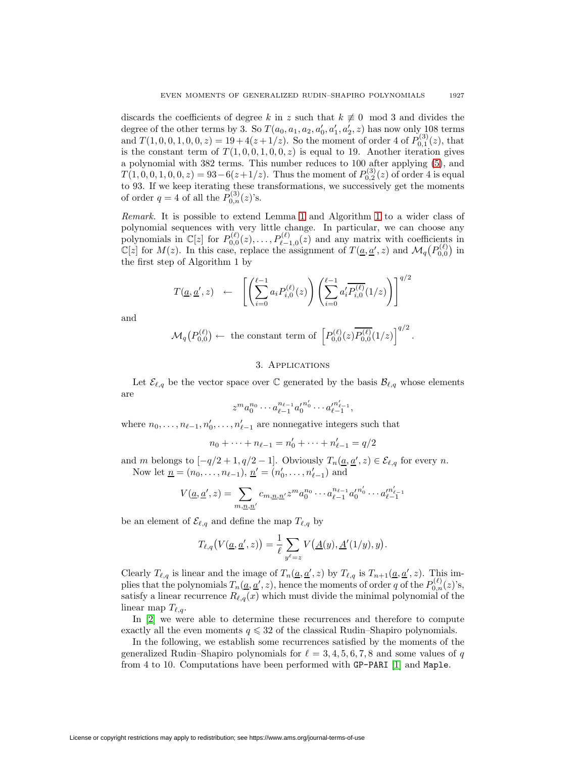discards the coefficients of degree $k$ in $z$ such that $k \not\equiv 0 \mod 3$ and divides the degree of the other terms by 3. So $T(a_0, a_1, a_2, a'_0, a'_1, a'_2, z)$ has now only 108 terms and $T(1, 0, 0, 1, 0, 0, z) = 19 + 4(z + 1/z)$. So the moment of order 4 of $P^{(3)}_{0,1}(z)$, that is the constant term of $T(1, 0, 0, 1, 0, 0, z)$ is equal to 19. Another iteration gives a polynomial with 382 terms. This number reduces to 100 after applying (5), and $T(1, 0, 0, 1, 0, 0, z) = 93 - 6(z + 1/z)$. Thus the moment of $P^{(3)}_{0,2}(z)$ of order 4 is equal to 93. If we keep iterating these transformations, we successively get the moments of order $q = 4$ of all the $P^{(3)}_{0,n}(z)$'s.

*Remark.* It is possible to extend Lemma 1 and Algorithm 1 to a wider class of polynomial sequences with very little change. In particular, we can choose any polynomials in $\mathbb{C}[z]$ for $P^{(\ell)}_{0,0}(z), \ldots, P^{(\ell)}_{\ell-1,0}(z)$ and any matrix with coefficients in $\mathbb{C}[z]$ for $M(z)$. In this case, replace the assignment of $T(\underline{a}, \underline{a}', z)$ and $\mathcal{M}_q\big(P^{(\ell)}_{0,0}\big)$ in the first step of Algorithm 1 by

$$T(\underline{a}, \underline{a}', z) \quad \leftarrow \quad \left[\left(\sum_{i=0}^{\ell-1} a_i P^{(\ell)}_{i,0}(z)\right)\left(\sum_{i=0}^{\ell-1} a'_i \overline{P^{(\ell)}_{i,0}}(1/z)\right)\right]^{q/2}$$

and

$$\mathcal{M}_q\big(P^{(\ell)}_{0,0}\big) \leftarrow \text{ the constant term of } \left[P^{(\ell)}_{0,0}(z)\overline{P^{(\ell)}_{0,0}}(1/z)\right]^{q/2}.$$

## 3. Applications

Let $\mathcal{E}_{\ell,q}$ be the vector space over $\mathbb{C}$ generated by the basis $\mathcal{B}_{\ell,q}$ whose elements are

$$z^m a_0^{n_0} \cdots a_{\ell-1}^{n_{\ell-1}} {a'_0}^{n'_0} \cdots {a'_{\ell-1}}^{n'_{\ell-1}},$$

where $n_0, \ldots, n_{\ell-1}, n'_0, \ldots, n'_{\ell-1}$ are nonnegative integers such that

$$n_0 + \cdots + n_{\ell-1} = n'_0 + \cdots + n'_{\ell-1} = q/2$$

and $m$ belongs to $[-q/2 + 1, q/2 - 1]$. Obviously $T_n(\underline{a}, \underline{a}', z) \in \mathcal{E}_{\ell,q}$ for every $n$.

Now let $\underline{n} = (n_0, \ldots, n_{\ell-1})$, $\underline{n}' = (n'_0, \ldots, n'_{\ell-1})$ and

$$V(\underline{a}, \underline{a}', z) = \sum_{m, \underline{n}, \underline{n}'} c_{m,\underline{n},\underline{n}'} z^m a_0^{n_0} \cdots a_{\ell-1}^{n_{\ell-1}} {a'_0}^{n'_0} \cdots {a'_{\ell-1}}^{n'_{\ell-1}}$$

be an element of $\mathcal{E}_{\ell,q}$ and define the map $T_{\ell,q}$ by

$$T_{\ell,q}\big(V(\underline{a}, \underline{a}', z)\big) = \frac{1}{\ell} \sum_{y^\ell = z} V\big(\underline{A}(y), \underline{A}'(1/y), y\big).$$

Clearly $T_{\ell,q}$ is linear and the image of $T_n(\underline{a}, \underline{a}', z)$ by $T_{\ell,q}$ is $T_{n+1}(\underline{a}, \underline{a}', z)$. This implies that the polynomials $T_n(\underline{a}, \underline{a}', z)$, hence the moments of order $q$ of the $P^{(\ell)}_{0,n}(z)$'s, satisfy a linear recurrence $R_{\ell,q}(x)$ which must divide the minimal polynomial of the linear map $T_{\ell,q}$.

In [2] we were able to determine these recurrences and therefore to compute exactly all the even moments $q \leqslant 32$ of the classical Rudin–Shapiro polynomials.

In the following, we establish some recurrences satisfied by the moments of the generalized Rudin–Shapiro polynomials for $\ell = 3, 4, 5, 6, 7, 8$ and some values of $q$ from 4 to 10. Computations have been performed with `GP-PARI` [1] and `Maple`.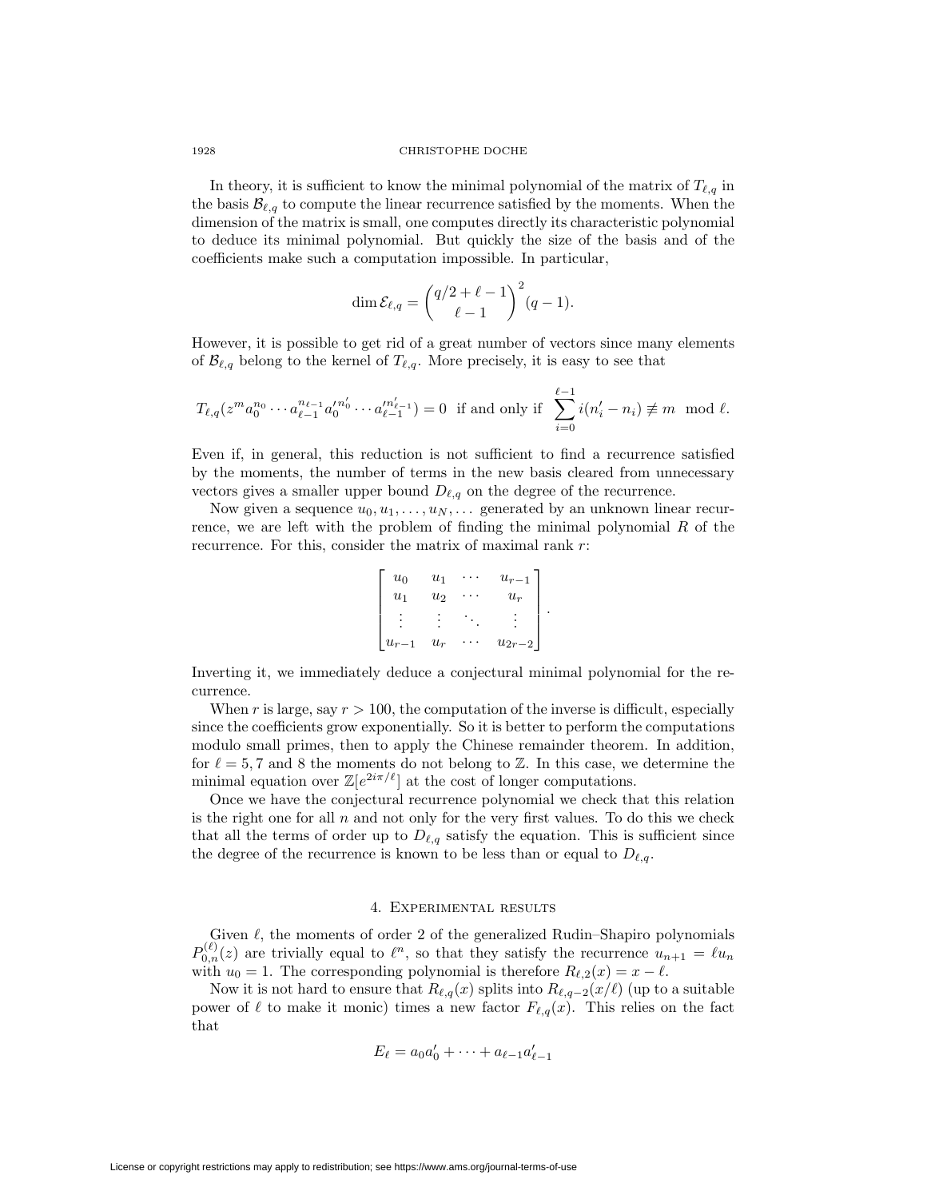In theory, it is sufficient to know the minimal polynomial of the matrix of $T_{\ell,q}$ in the basis $\mathcal{B}_{\ell,q}$ to compute the linear recurrence satisfied by the moments. When the dimension of the matrix is small, one computes directly its characteristic polynomial to deduce its minimal polynomial. But quickly the size of the basis and of the coefficients make such a computation impossible. In particular,

$$\dim \mathcal{E}_{\ell,q} = \binom{q/2+\ell-1}{\ell-1}^2 (q-1).$$

However, it is possible to get rid of a great number of vectors since many elements of $\mathcal{B}_{\ell,q}$ belong to the kernel of $T_{\ell,q}$. More precisely, it is easy to see that

$$T_{\ell,q}(z^m a_0^{n_0} \cdots a_{\ell-1}^{n_{\ell-1}} a_0'^{n_0'} \cdots a_{\ell-1}'^{n_{\ell-1}'}) = 0 \text{ if and only if } \sum_{i=0}^{\ell-1} i(n_i' - n_i) \not\equiv m \mod \ell.$$

Even if, in general, this reduction is not sufficient to find a recurrence satisfied by the moments, the number of terms in the new basis cleared from unnecessary vectors gives a smaller upper bound $D_{\ell,q}$ on the degree of the recurrence.

Now given a sequence $u_0, u_1, \ldots, u_N, \ldots$ generated by an unknown linear recurrence, we are left with the problem of finding the minimal polynomial $R$ of the recurrence. For this, consider the matrix of maximal rank $r$:

$$\begin{bmatrix} u_0 & u_1 & \cdots & u_{r-1} \\ u_1 & u_2 & \cdots & u_r \\ \vdots & \vdots & \ddots & \vdots \\ u_{r-1} & u_r & \cdots & u_{2r-2} \end{bmatrix}.$$

Inverting it, we immediately deduce a conjectural minimal polynomial for the recurrence.

When $r$ is large, say $r > 100$, the computation of the inverse is difficult, especially since the coefficients grow exponentially. So it is better to perform the computations modulo small primes, then to apply the Chinese remainder theorem. In addition, for $\ell = 5, 7$ and $8$ the moments do not belong to $\mathbb{Z}$. In this case, we determine the minimal equation over $\mathbb{Z}[e^{2i\pi/\ell}]$ at the cost of longer computations.

Once we have the conjectural recurrence polynomial we check that this relation is the right one for all $n$ and not only for the very first values. To do this we check that all the terms of order up to $D_{\ell,q}$ satisfy the equation. This is sufficient since the degree of the recurrence is known to be less than or equal to $D_{\ell,q}$.

## 4. Experimental results

Given $\ell$, the moments of order 2 of the generalized Rudin–Shapiro polynomials $P_{0,n}^{(\ell)}(z)$ are trivially equal to $\ell^n$, so that they satisfy the recurrence $u_{n+1} = \ell u_n$ with $u_0 = 1$. The corresponding polynomial is therefore $R_{\ell,2}(x) = x - \ell$.

Now it is not hard to ensure that $R_{\ell,q}(x)$ splits into $R_{\ell,q-2}(x/\ell)$ (up to a suitable power of $\ell$ to make it monic) times a new factor $F_{\ell,q}(x)$. This relies on the fact that

$$E_\ell = a_0 a_0' + \cdots + a_{\ell-1} a_{\ell-1}'$$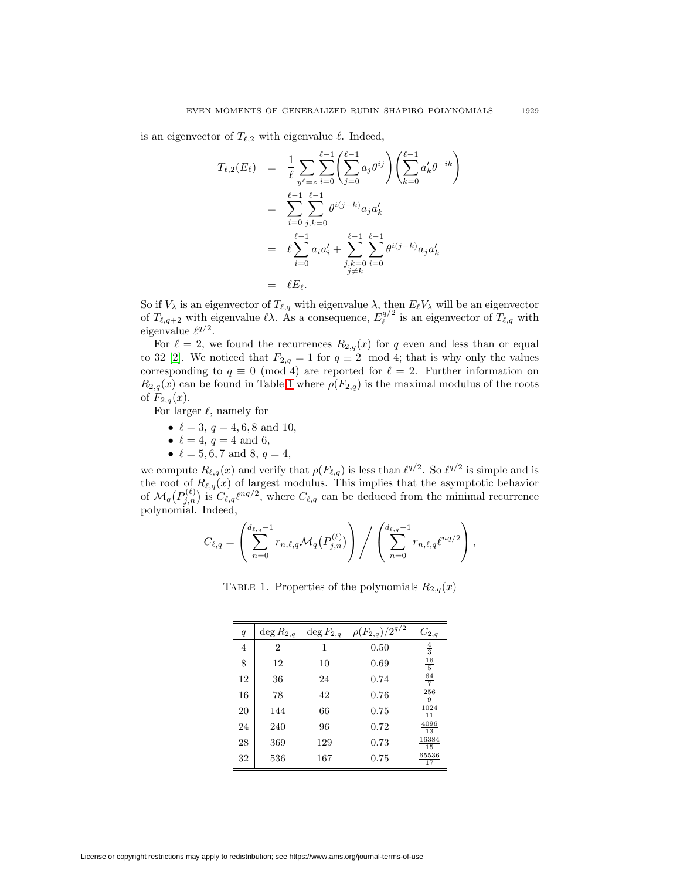is an eigenvector of $T_{\ell,2}$ with eigenvalue $\ell$. Indeed,

$$
\begin{aligned}
T_{\ell,2}(E_\ell) &= \frac{1}{\ell} \sum_{y^\ell = z} \sum_{i=0}^{\ell-1} \left( \sum_{j=0}^{\ell-1} a_j \theta^{ij} \right) \left( \sum_{k=0}^{\ell-1} a'_k \theta^{-ik} \right) \\
&= \sum_{i=0}^{\ell-1} \sum_{j,k=0}^{\ell-1} \theta^{i(j-k)} a_j a'_k \\
&= \ell \sum_{i=0}^{\ell-1} a_i a'_i + \sum_{\substack{j,k=0 \\ j \neq k}}^{\ell-1} \sum_{i=0}^{\ell-1} \theta^{i(j-k)} a_j a'_k \\
&= \ell E_\ell.
\end{aligned}
$$

So if $V_\lambda$ is an eigenvector of $T_{\ell,q}$ with eigenvalue $\lambda$, then $E_\ell V_\lambda$ will be an eigenvector of $T_{\ell,q+2}$ with eigenvalue $\ell\lambda$. As a consequence, $E_\ell^{q/2}$ is an eigenvector of $T_{\ell,q}$ with eigenvalue $\ell^{q/2}$.

For $\ell = 2$, we found the recurrences $R_{2,q}(x)$ for $q$ even and less than or equal to 32 [2]. We noticed that $F_{2,q} = 1$ for $q \equiv 2 \mod 4$; that is why only the values corresponding to $q \equiv 0 \pmod 4$ are reported for $\ell = 2$. Further information on $R_{2,q}(x)$ can be found in Table 1 where $\rho(F_{2,q})$ is the maximal modulus of the roots of $F_{2,q}(x)$.

For larger $\ell$, namely for

- $\ell = 3$, $q = 4, 6, 8$ and $10$,
- $\ell = 4$, $q = 4$ and $6$,
- $\ell = 5, 6, 7$ and $8$, $q = 4$,

we compute $R_{\ell,q}(x)$ and verify that $\rho(F_{\ell,q})$ is less than $\ell^{q/2}$. So $\ell^{q/2}$ is simple and is the root of $R_{\ell,q}(x)$ of largest modulus. This implies that the asymptotic behavior of $\mathcal{M}_q\big(P_{j,n}^{(\ell)}\big)$ is $C_{\ell,q}\ell^{nq/2}$, where $C_{\ell,q}$ can be deduced from the minimal recurrence polynomial. Indeed,

$$
C_{\ell,q} = \left( \sum_{n=0}^{d_{\ell,q}-1} r_{n,\ell,q} \mathcal{M}_q\big(P_{j,n}^{(\ell)}\big) \right) \Bigg/ \left( \sum_{n=0}^{d_{\ell,q}-1} r_{n,\ell,q} \ell^{nq/2} \right),
$$

Table 1. Properties of the polynomials $R_{2,q}(x)$

| $q$ | $\deg R_{2,q}$ | $\deg F_{2,q}$ | $\rho(F_{2,q})/2^{q/2}$ | $C_{2,q}$ |
|---|---|---|---|---|
| 4 | 2 | 1 | 0.50 | $\frac{4}{3}$ |
| 8 | 12 | 10 | 0.69 | $\frac{16}{5}$ |
| 12 | 36 | 24 | 0.74 | $\frac{64}{7}$ |
| 16 | 78 | 42 | 0.76 | $\frac{256}{9}$ |
| 20 | 144 | 66 | 0.75 | $\frac{1024}{11}$ |
| 24 | 240 | 96 | 0.72 | $\frac{4096}{13}$ |
| 28 | 369 | 129 | 0.73 | $\frac{16384}{15}$ |
| 32 | 536 | 167 | 0.75 | $\frac{65536}{17}$ |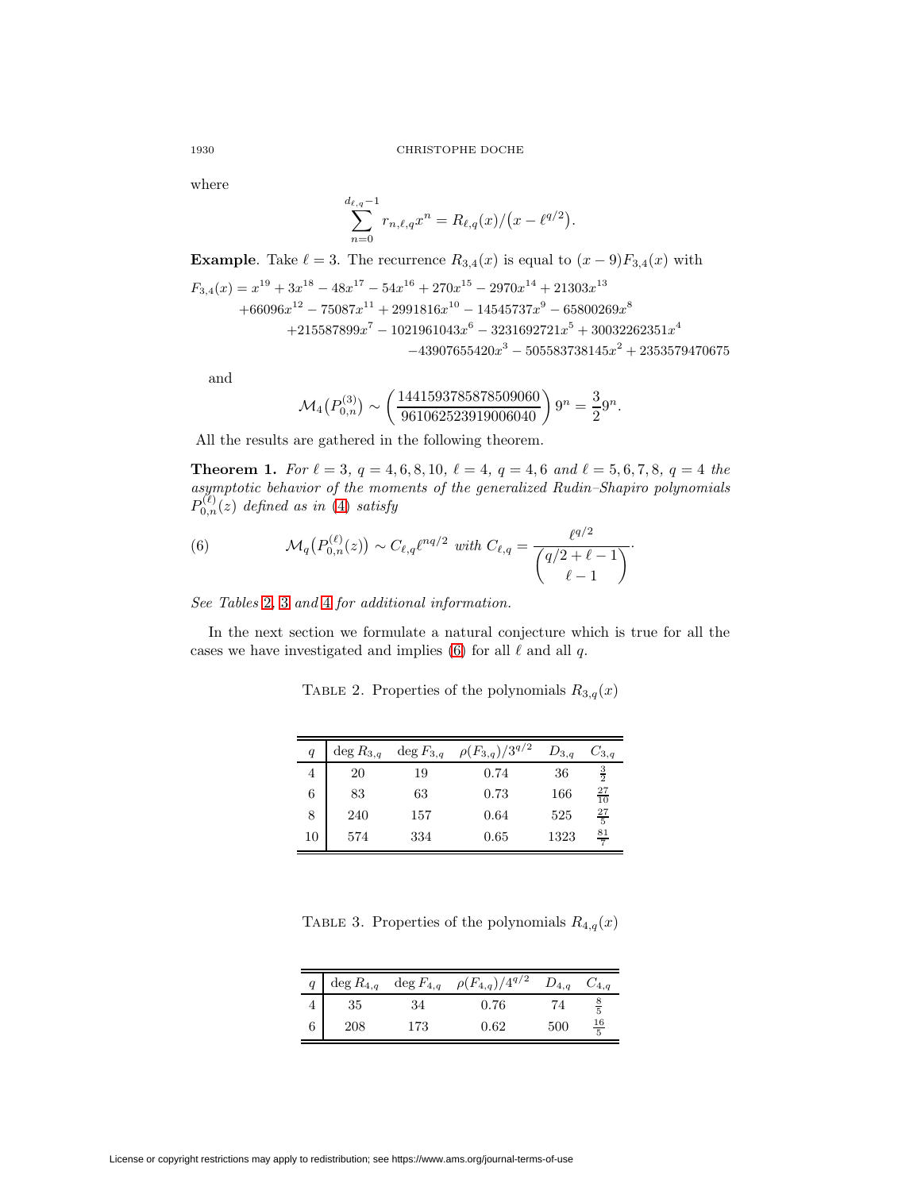where

$$\sum_{n=0}^{d_{\ell,q}-1} r_{n,\ell,q} x^n = R_{\ell,q}(x)/\big(x - \ell^{q/2}\big).$$

**Example**. Take $\ell = 3$. The recurrence $R_{3,4}(x)$ is equal to $(x-9)F_{3,4}(x)$ with

$$\begin{aligned} F_{3,4}(x) = x^{19} &+ 3x^{18} - 48x^{17} - 54x^{16} + 270x^{15} - 2970x^{14} + 21303x^{13} \\ &+66096x^{12} - 75087x^{11} + 2991816x^{10} - 14545737x^{9} - 65800269x^{8} \\ &+215587899x^{7} - 1021961043x^{6} - 3231692721x^{5} + 30032262351x^{4} \\ &-43907655420x^{3} - 505583738145x^{2} + 2353579470675 \end{aligned}$$

and

$$\mathcal{M}_4\big(P_{0,n}^{(3)}\big) \sim \left(\frac{1441593785878509060}{961062523919006040}\right) 9^n = \frac{3}{2} 9^n.$$

All the results are gathered in the following theorem.

**Theorem 1.** *For $\ell = 3$, $q = 4, 6, 8, 10$, $\ell = 4$, $q = 4, 6$ and $\ell = 5, 6, 7, 8$, $q = 4$ the asymptotic behavior of the moments of the generalized Rudin–Shapiro polynomials $P_{0,n}^{(\ell)}(z)$ defined as in (4) satisfy*

$$\mathcal{M}_q\big(P_{0,n}^{(\ell)}(z)\big) \sim C_{\ell,q} \ell^{nq/2} \text{ with } C_{\ell,q} = \frac{\ell^{q/2}}{\dbinom{q/2+\ell-1}{\ell-1}}. \tag{6}$$

*See Tables 2, 3 and 4 for additional information.*

In the next section we formulate a natural conjecture which is true for all the cases we have investigated and implies (6) for all $\ell$ and all $q$.

Table 2. Properties of the polynomials $R_{3,q}(x)$

| $q$ | $\deg R_{3,q}$ | $\deg F_{3,q}$ | $\rho(F_{3,q})/3^{q/2}$ | $D_{3,q}$ | $C_{3,q}$ |
|---|---|---|---|---|---|
| 4 | 20 | 19 | 0.74 | 36 | $\frac{3}{2}$ |
| 6 | 83 | 63 | 0.73 | 166 | $\frac{27}{10}$ |
| 8 | 240 | 157 | 0.64 | 525 | $\frac{27}{5}$ |
| 10 | 574 | 334 | 0.65 | 1323 | $\frac{81}{7}$ |

Table 3. Properties of the polynomials $R_{4,q}(x)$

| $q$ | $\deg R_{4,q}$ | $\deg F_{4,q}$ | $\rho(F_{4,q})/4^{q/2}$ | $D_{4,q}$ | $C_{4,q}$ |
|---|---|---|---|---|---|
| 4 | 35 | 34 | 0.76 | 74 | $\frac{8}{5}$ |
| 6 | 208 | 173 | 0.62 | 500 | $\frac{16}{5}$ |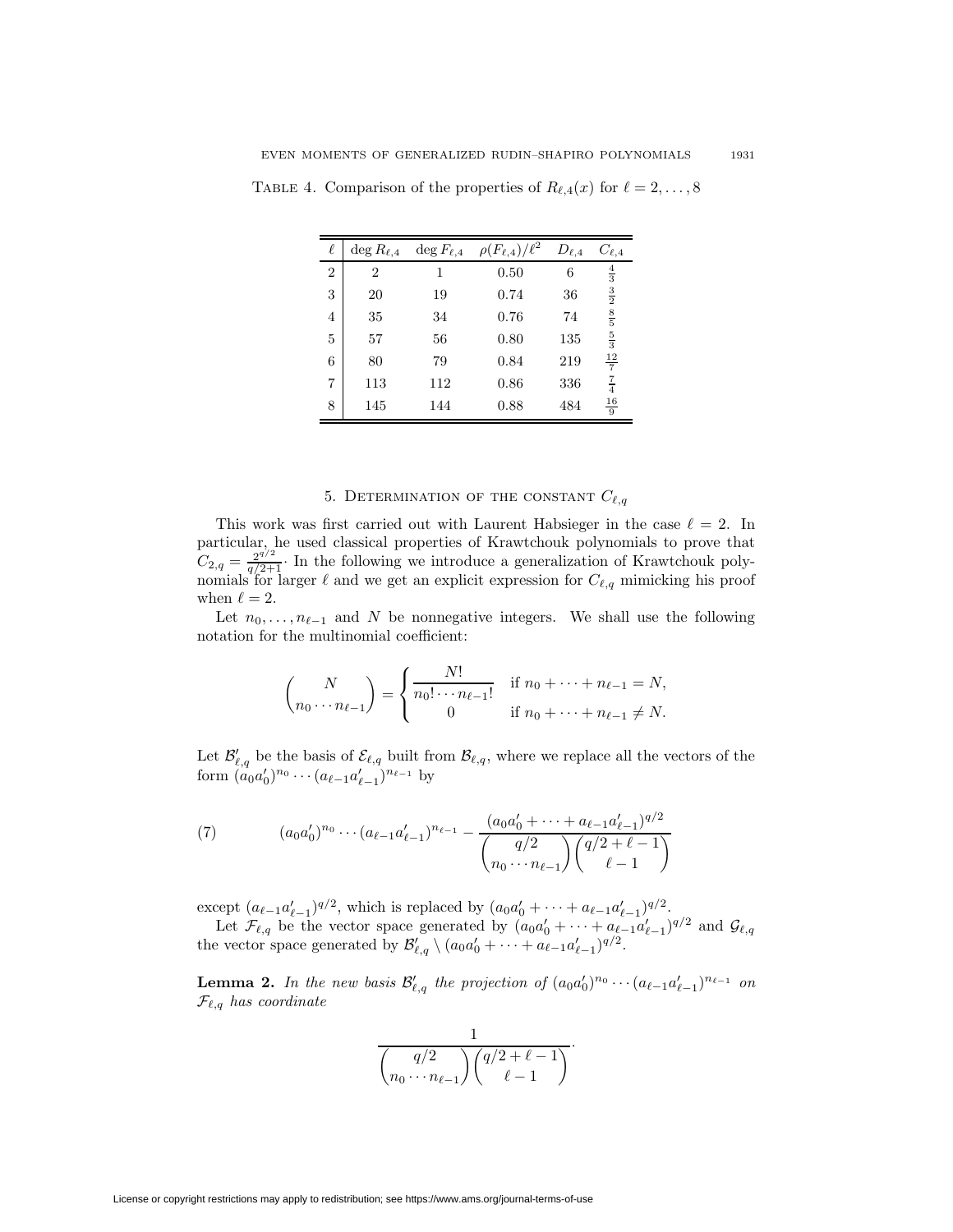Table 4. Comparison of the properties of $R_{\ell,4}(x)$ for $\ell = 2, \ldots, 8$

| $\ell$ | $\deg R_{\ell,4}$ | $\deg F_{\ell,4}$ | $\rho(F_{\ell,4})/\ell^2$ | $D_{\ell,4}$ | $C_{\ell,4}$ |
|---|---|---|---|---|---|
| 2 | 2 | 1 | 0.50 | 6 | $\frac{4}{3}$ |
| 3 | 20 | 19 | 0.74 | 36 | $\frac{3}{2}$ |
| 4 | 35 | 34 | 0.76 | 74 | $\frac{8}{5}$ |
| 5 | 57 | 56 | 0.80 | 135 | $\frac{5}{3}$ |
| 6 | 80 | 79 | 0.84 | 219 | $\frac{12}{7}$ |
| 7 | 113 | 112 | 0.86 | 336 | $\frac{7}{4}$ |
| 8 | 145 | 144 | 0.88 | 484 | $\frac{16}{9}$ |

## 5. Determination of the constant $C_{\ell,q}$

This work was first carried out with Laurent Habsieger in the case $\ell = 2$. In particular, he used classical properties of Krawtchouk polynomials to prove that $C_{2,q} = \frac{2^{q/2}}{q/2+1}$. In the following we introduce a generalization of Krawtchouk polynomials for larger $\ell$ and we get an explicit expression for $C_{\ell,q}$ mimicking his proof when $\ell = 2$.

Let $n_0, \ldots, n_{\ell-1}$ and $N$ be nonnegative integers. We shall use the following notation for the multinomial coefficient:

$$\binom{N}{n_0 \cdots n_{\ell-1}} = \begin{cases} \dfrac{N!}{n_0! \cdots n_{\ell-1}!} & \text{if } n_0 + \cdots + n_{\ell-1} = N, \\ 0 & \text{if } n_0 + \cdots + n_{\ell-1} \neq N. \end{cases}$$

Let $\mathcal{B}'_{\ell,q}$ be the basis of $\mathcal{E}_{\ell,q}$ built from $\mathcal{B}_{\ell,q}$, where we replace all the vectors of the form $(a_0 a'_0)^{n_0} \cdots (a_{\ell-1} a'_{\ell-1})^{n_{\ell-1}}$ by

$$(a_0 a'_0)^{n_0} \cdots (a_{\ell-1} a'_{\ell-1})^{n_{\ell-1}} - \frac{(a_0 a'_0 + \cdots + a_{\ell-1} a'_{\ell-1})^{q/2}}{\dbinom{q/2}{n_0 \cdots n_{\ell-1}} \dbinom{q/2 + \ell - 1}{\ell - 1}} \tag{7}$$

except $(a_{\ell-1} a'_{\ell-1})^{q/2}$, which is replaced by $(a_0 a'_0 + \cdots + a_{\ell-1} a'_{\ell-1})^{q/2}$.

Let $\mathcal{F}_{\ell,q}$ be the vector space generated by $(a_0 a'_0 + \cdots + a_{\ell-1} a'_{\ell-1})^{q/2}$ and $\mathcal{G}_{\ell,q}$ the vector space generated by $\mathcal{B}'_{\ell,q} \setminus (a_0 a'_0 + \cdots + a_{\ell-1} a'_{\ell-1})^{q/2}$.

**Lemma 2.** *In the new basis $\mathcal{B}'_{\ell,q}$ the projection of $(a_0 a'_0)^{n_0} \cdots (a_{\ell-1} a'_{\ell-1})^{n_{\ell-1}}$ on $\mathcal{F}_{\ell,q}$ has coordinate*

$$\frac{1}{\dbinom{q/2}{n_0 \cdots n_{\ell-1}} \dbinom{q/2 + \ell - 1}{\ell - 1}}.$$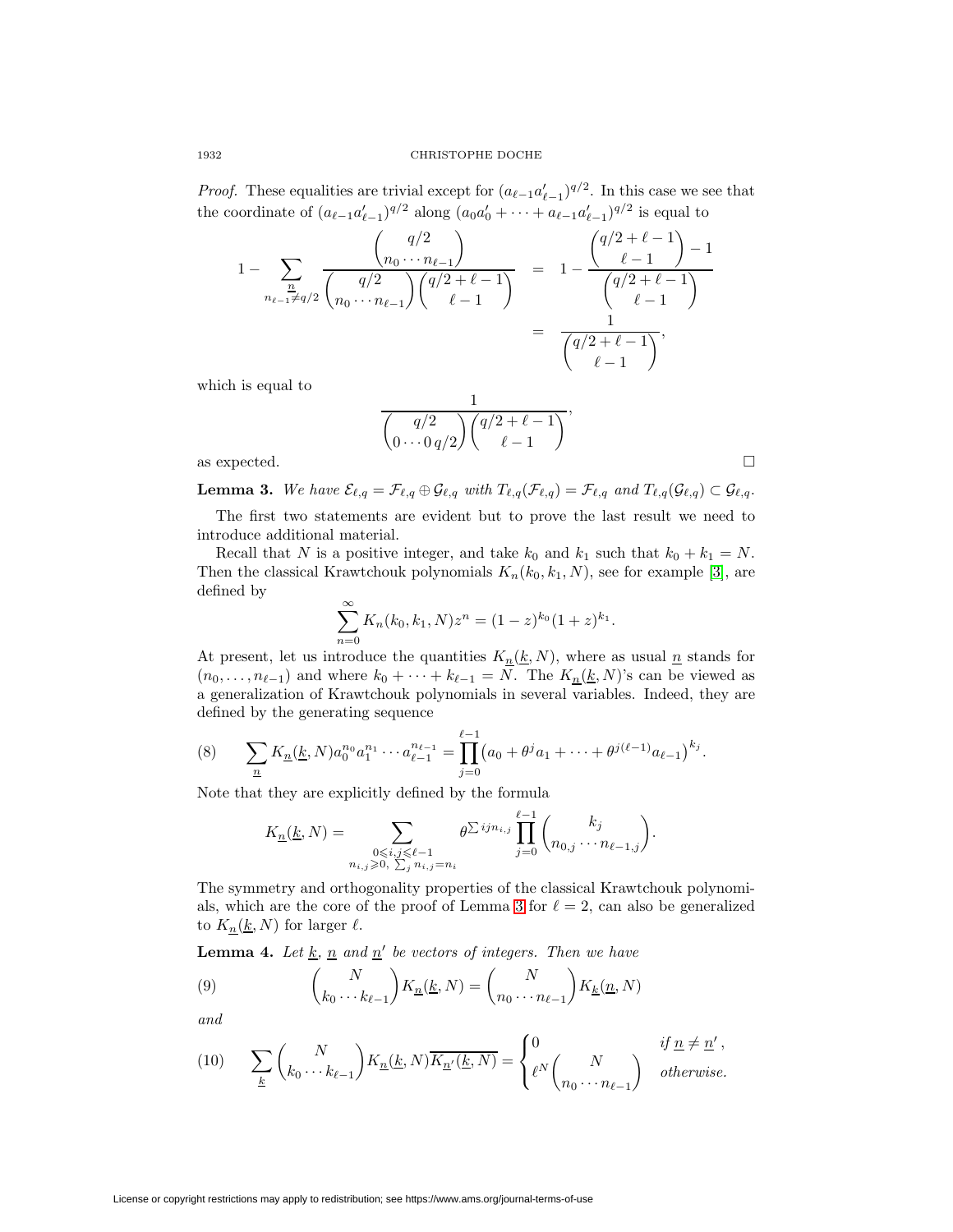*Proof.* These equalities are trivial except for $(a_{\ell-1}a'_{\ell-1})^{q/2}$. In this case we see that the coordinate of $(a_{\ell-1}a'_{\ell-1})^{q/2}$ along $(a_0a'_0 + \cdots + a_{\ell-1}a'_{\ell-1})^{q/2}$ is equal to

$$
\begin{aligned}
1 - \sum_{\substack{\underline{n} \\ n_{\ell-1} \neq q/2}} \frac{\binom{q/2}{n_0 \cdots n_{\ell-1}}}{\binom{q/2}{n_0 \cdots n_{\ell-1}}\binom{q/2+\ell-1}{\ell-1}} &= 1 - \frac{\binom{q/2+\ell-1}{\ell-1} - 1}{\binom{q/2+\ell-1}{\ell-1}} \\
&= \frac{1}{\binom{q/2+\ell-1}{\ell-1}},
\end{aligned}
$$

which is equal to

$$
\frac{1}{\binom{q/2}{0 \cdots 0\, q/2}\binom{q/2+\ell-1}{\ell-1}},
$$

as expected. $\square$

**Lemma 3.** *We have $\mathcal{E}_{\ell,q} = \mathcal{F}_{\ell,q} \oplus \mathcal{G}_{\ell,q}$ with $T_{\ell,q}(\mathcal{F}_{\ell,q}) = \mathcal{F}_{\ell,q}$ and $T_{\ell,q}(\mathcal{G}_{\ell,q}) \subset \mathcal{G}_{\ell,q}$.*

The first two statements are evident but to prove the last result we need to introduce additional material.

Recall that $N$ is a positive integer, and take $k_0$ and $k_1$ such that $k_0 + k_1 = N$. Then the classical Krawtchouk polynomials $K_n(k_0, k_1, N)$, see for example [3], are defined by

$$
\sum_{n=0}^{\infty} K_n(k_0, k_1, N) z^n = (1-z)^{k_0}(1+z)^{k_1}.
$$

At present, let us introduce the quantities $K_{\underline{n}}(\underline{k}, N)$, where as usual $\underline{n}$ stands for $(n_0, \ldots, n_{\ell-1})$ and where $k_0 + \cdots + k_{\ell-1} = N$. The $K_{\underline{n}}(\underline{k}, N)$'s can be viewed as a generalization of Krawtchouk polynomials in several variables. Indeed, they are defined by the generating sequence

$$
\sum_{\underline{n}} K_{\underline{n}}(\underline{k}, N) a_0^{n_0} a_1^{n_1} \cdots a_{\ell-1}^{n_{\ell-1}} = \prod_{j=0}^{\ell-1} \left(a_0 + \theta^j a_1 + \cdots + \theta^{j(\ell-1)} a_{\ell-1}\right)^{k_j}. \tag{8}
$$

Note that they are explicitly defined by the formula

$$
K_{\underline{n}}(\underline{k}, N) = \sum_{\substack{0 \leqslant i,j \leqslant \ell-1 \\ n_{i,j} \geqslant 0,\ \sum_j n_{i,j} = n_i}} \theta^{\sum ijn_{i,j}} \prod_{j=0}^{\ell-1} \binom{k_j}{n_{0,j} \cdots n_{\ell-1,j}}.
$$

The symmetry and orthogonality properties of the classical Krawtchouk polynomials, which are the core of the proof of Lemma 3 for $\ell = 2$, can also be generalized to $K_{\underline{n}}(\underline{k}, N)$ for larger $\ell$.

**Lemma 4.** *Let $\underline{k}$, $\underline{n}$ and $\underline{n}'$ be vectors of integers. Then we have*

$$
\binom{N}{k_0 \cdots k_{\ell-1}} K_{\underline{n}}(\underline{k}, N) = \binom{N}{n_0 \cdots n_{\ell-1}} K_{\underline{k}}(\underline{n}, N) \tag{9}
$$

*and*

$$
\sum_{\underline{k}} \binom{N}{k_0 \cdots k_{\ell-1}} K_{\underline{n}}(\underline{k}, N) \overline{K_{\underline{n}'}(\underline{k}, N)} = \begin{cases} 0 & \text{if } \underline{n} \neq \underline{n}', \\ \ell^N \binom{N}{n_0 \cdots n_{\ell-1}} & \text{otherwise.} \end{cases} \tag{10}
$$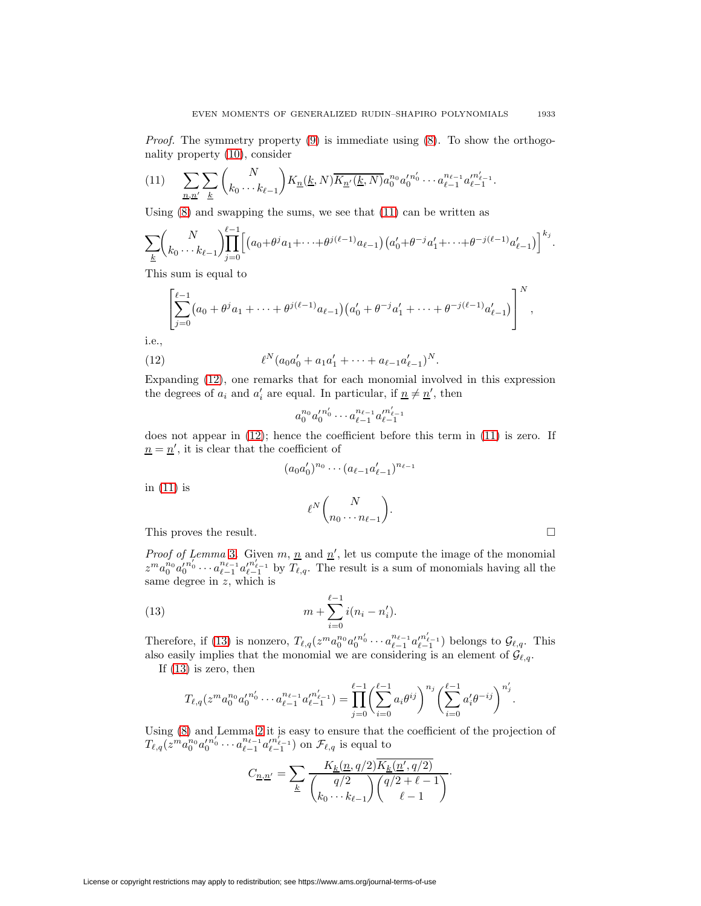*Proof.* The symmetry property (9) is immediate using (8). To show the orthogonality property (10), consider

$$\sum_{\underline{n},\underline{n}'}\sum_{\underline{k}}\binom{N}{k_0\cdots k_{\ell-1}}K_{\underline{n}}(\underline{k},N)\overline{K_{\underline{n}'}(\underline{k},N)}a_0^{n_0}a_0'^{n_0'}\cdots a_{\ell-1}^{n_{\ell-1}}a_{\ell-1}'^{n_{\ell-1}'}. \tag{11}$$

Using (8) and swapping the sums, we see that (11) can be written as

$$\sum_{\underline{k}}\binom{N}{k_0\cdots k_{\ell-1}}\prod_{j=0}^{\ell-1}\Big[\big(a_0+\theta^j a_1+\cdots+\theta^{j(\ell-1)}a_{\ell-1}\big)\big(a_0'+\theta^{-j}a_1'+\cdots+\theta^{-j(\ell-1)}a_{\ell-1}'\big)\Big]^{k_j}.$$

This sum is equal to

$$\left[\sum_{j=0}^{\ell-1}\big(a_0+\theta^j a_1+\cdots+\theta^{j(\ell-1)}a_{\ell-1}\big)\big(a_0'+\theta^{-j}a_1'+\cdots+\theta^{-j(\ell-1)}a_{\ell-1}'\big)\right]^N,$$

i.e.,

$$\ell^N(a_0a_0'+a_1a_1'+\cdots+a_{\ell-1}a_{\ell-1}')^N. \tag{12}$$

Expanding (12), one remarks that for each monomial involved in this expression the degrees of $a_i$ and $a_i'$ are equal. In particular, if $\underline{n}\neq\underline{n}'$, then

$$a_0^{n_0}a_0'^{n_0'}\cdots a_{\ell-1}^{n_{\ell-1}}a_{\ell-1}'^{n_{\ell-1}'}$$

does not appear in (12); hence the coefficient before this term in (11) is zero. If $\underline{n}=\underline{n}'$, it is clear that the coefficient of

$$(a_0a_0')^{n_0}\cdots(a_{\ell-1}a_{\ell-1}')^{n_{\ell-1}}$$

in (11) is

$$\ell^N\binom{N}{n_0\cdots n_{\ell-1}}.$$

This proves the result. $\square$

*Proof of Lemma* 3. Given $m$, $\underline{n}$ and $\underline{n}'$, let us compute the image of the monomial $z^m a_0^{n_0}a_0'^{n_0'}\cdots a_{\ell-1}^{n_{\ell-1}}a_{\ell-1}'^{n_{\ell-1}'}$ by $T_{\ell,q}$. The result is a sum of monomials having all the same degree in $z$, which is

$$m+\sum_{i=0}^{\ell-1}i(n_i-n_i'). \tag{13}$$

Therefore, if (13) is nonzero, $T_{\ell,q}(z^m a_0^{n_0}a_0'^{n_0'}\cdots a_{\ell-1}^{n_{\ell-1}}a_{\ell-1}'^{n_{\ell-1}'})$ belongs to $\mathcal{G}_{\ell,q}$. This also easily implies that the monomial we are considering is an element of $\mathcal{G}_{\ell,q}$.

If (13) is zero, then

$$T_{\ell,q}(z^m a_0^{n_0}a_0'^{n_0'}\cdots a_{\ell-1}^{n_{\ell-1}}a_{\ell-1}'^{n_{\ell-1}'})=\prod_{j=0}^{\ell-1}\left(\sum_{i=0}^{\ell-1}a_i\theta^{ij}\right)^{n_j}\left(\sum_{i=0}^{\ell-1}a_i'\theta^{-ij}\right)^{n_j'}.$$

Using (8) and Lemma 2 it is easy to ensure that the coefficient of the projection of $T_{\ell,q}(z^m a_0^{n_0}a_0'^{n_0'}\cdots a_{\ell-1}^{n_{\ell-1}}a_{\ell-1}'^{n_{\ell-1}'})$ on $\mathcal{F}_{\ell,q}$ is equal to

$$C_{\underline{n},\underline{n}'}=\sum_{\underline{k}}\frac{K_{\underline{k}}(\underline{n},q/2)\overline{K_{\underline{k}}(\underline{n}',q/2)}}{\binom{q/2}{k_0\cdots k_{\ell-1}}\binom{q/2+\ell-1}{\ell-1}}.$$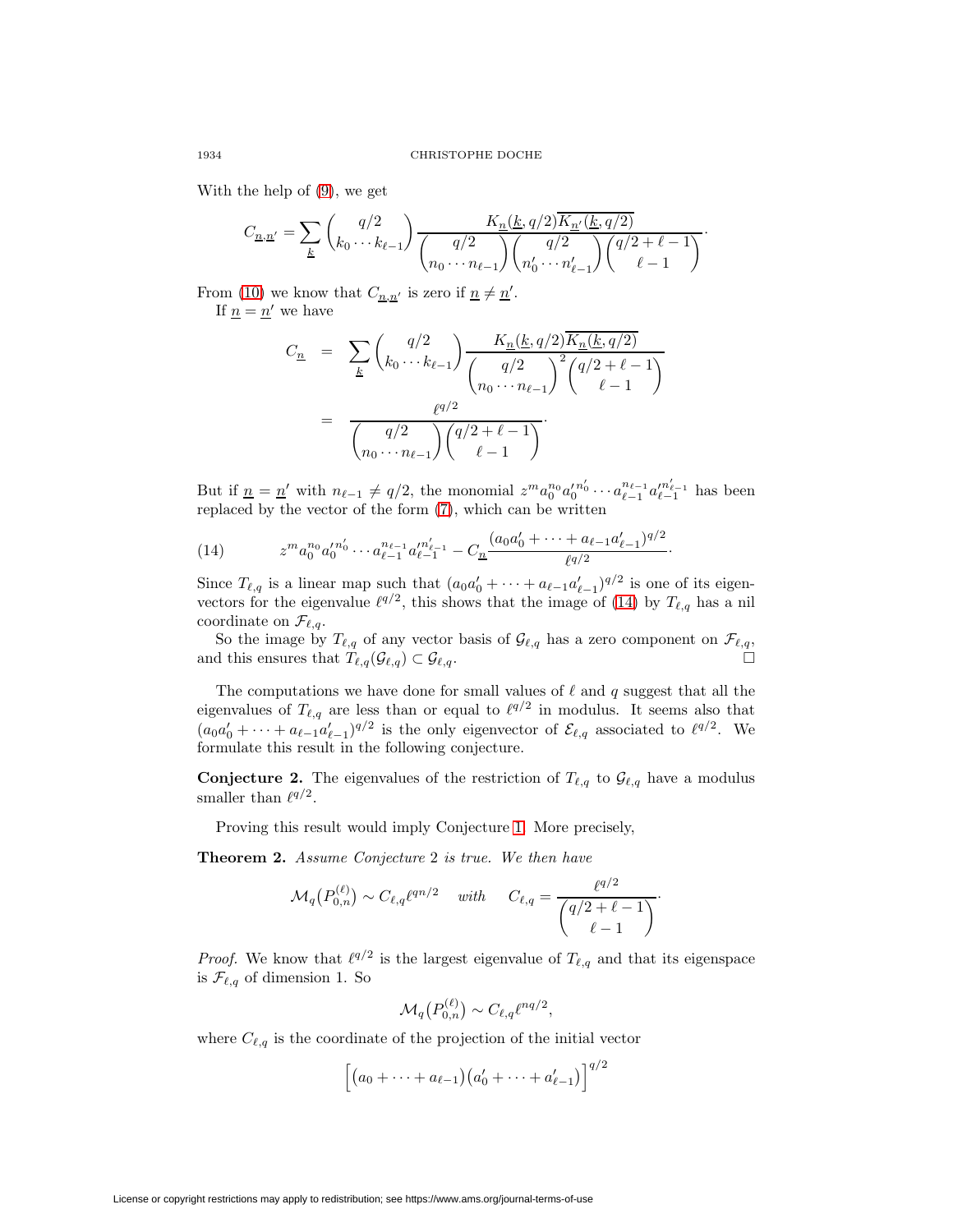With the help of (9), we get

$$C_{\underline{n},\underline{n}'} = \sum_{\underline{k}} \binom{q/2}{k_0 \cdots k_{\ell-1}} \frac{K_{\underline{n}}(\underline{k}, q/2)\overline{K_{\underline{n}'}(\underline{k}, q/2)}}{\binom{q/2}{n_0 \cdots n_{\ell-1}}\binom{q/2}{n'_0 \cdots n'_{\ell-1}}\binom{q/2+\ell-1}{\ell-1}}.$$

From (10) we know that $C_{\underline{n},\underline{n}'}$ is zero if $\underline{n} \neq \underline{n}'$.

If $\underline{n} = \underline{n}'$ we have

$$\begin{aligned} C_{\underline{n}} &= \sum_{\underline{k}} \binom{q/2}{k_0 \cdots k_{\ell-1}} \frac{K_{\underline{n}}(\underline{k}, q/2)\overline{K_{\underline{n}}(\underline{k}, q/2)}}{\binom{q/2}{n_0 \cdots n_{\ell-1}}^2\binom{q/2+\ell-1}{\ell-1}} \\ &= \frac{\ell^{q/2}}{\binom{q/2}{n_0 \cdots n_{\ell-1}}\binom{q/2+\ell-1}{\ell-1}}. \end{aligned}$$

But if $\underline{n} = \underline{n}'$ with $n_{\ell-1} \neq q/2$, the monomial $z^m a_0^{n_0} a_0'^{n'_0} \cdots a_{\ell-1}^{n_{\ell-1}} a_{\ell-1}'^{n'_{\ell-1}}$ has been replaced by the vector of the form (7), which can be written

$$z^m a_0^{n_0} a_0'^{n'_0} \cdots a_{\ell-1}^{n_{\ell-1}} a_{\ell-1}'^{n'_{\ell-1}} - C_{\underline{n}} \frac{(a_0 a'_0 + \cdots + a_{\ell-1}a'_{\ell-1})^{q/2}}{\ell^{q/2}}. \tag{14}$$

Since $T_{\ell,q}$ is a linear map such that $(a_0 a'_0 + \cdots + a_{\ell-1}a'_{\ell-1})^{q/2}$ is one of its eigenvectors for the eigenvalue $\ell^{q/2}$, this shows that the image of (14) by $T_{\ell,q}$ has a nil coordinate on $\mathcal{F}_{\ell,q}$.

So the image by $T_{\ell,q}$ of any vector basis of $\mathcal{G}_{\ell,q}$ has a zero component on $\mathcal{F}_{\ell,q}$, and this ensures that $T_{\ell,q}(\mathcal{G}_{\ell,q}) \subset \mathcal{G}_{\ell,q}$. □

The computations we have done for small values of $\ell$ and $q$ suggest that all the eigenvalues of $T_{\ell,q}$ are less than or equal to $\ell^{q/2}$ in modulus. It seems also that $(a_0 a'_0 + \cdots + a_{\ell-1}a'_{\ell-1})^{q/2}$ is the only eigenvector of $\mathcal{E}_{\ell,q}$ associated to $\ell^{q/2}$. We formulate this result in the following conjecture.

**Conjecture 2.** The eigenvalues of the restriction of $T_{\ell,q}$ to $\mathcal{G}_{\ell,q}$ have a modulus smaller than $\ell^{q/2}$.

Proving this result would imply Conjecture 1. More precisely,

**Theorem 2.** *Assume Conjecture 2 is true. We then have*

$$\mathcal{M}_q\big(P_{0,n}^{(\ell)}\big) \sim C_{\ell,q}\ell^{qn/2} \quad \text{with} \quad C_{\ell,q} = \frac{\ell^{q/2}}{\binom{q/2+\ell-1}{\ell-1}}.$$

*Proof.* We know that $\ell^{q/2}$ is the largest eigenvalue of $T_{\ell,q}$ and that its eigenspace is $\mathcal{F}_{\ell,q}$ of dimension 1. So

$$\mathcal{M}_q\big(P_{0,n}^{(\ell)}\big) \sim C_{\ell,q}\ell^{nq/2},$$

where $C_{\ell,q}$ is the coordinate of the projection of the initial vector

$$\Big[\big(a_0 + \cdots + a_{\ell-1}\big)\big(a'_0 + \cdots + a'_{\ell-1}\big)\Big]^{q/2}$$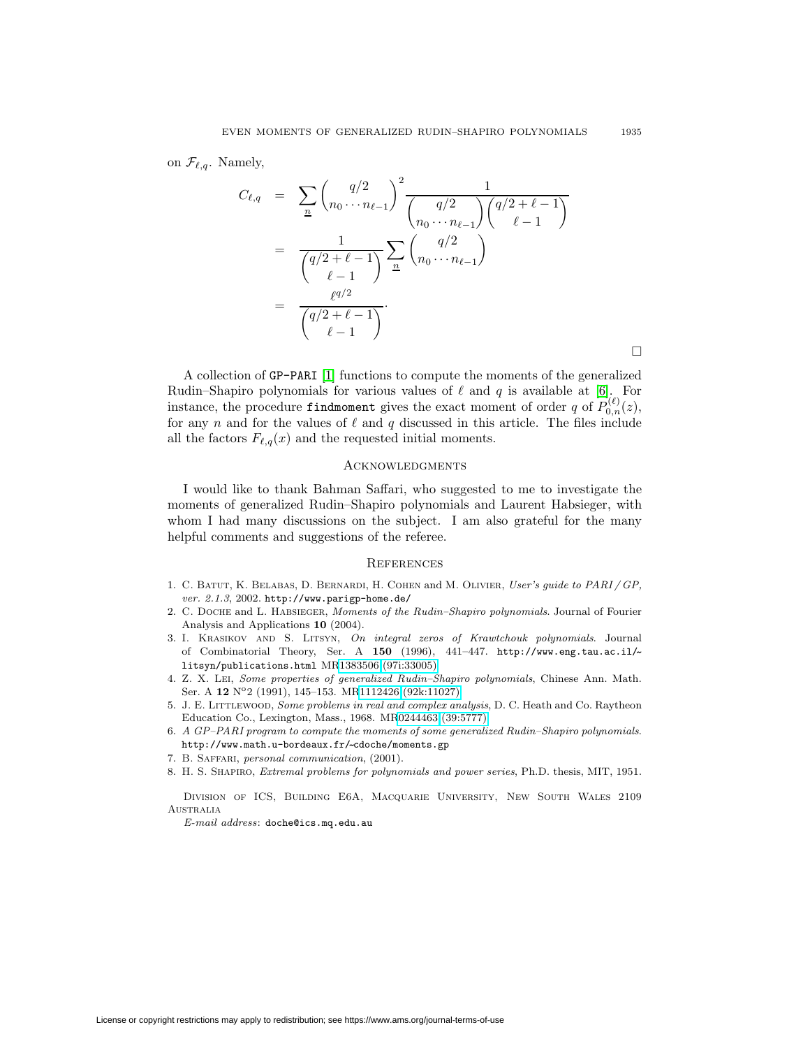on $\mathcal{F}_{\ell,q}$. Namely,

$$
\begin{aligned}
C_{\ell,q} &= \sum_{\underline{n}} \binom{q/2}{n_0 \cdots n_{\ell-1}}^2 \frac{1}{\binom{q/2}{n_0 \cdots n_{\ell-1}} \binom{q/2+\ell-1}{\ell-1}} \\
&= \frac{1}{\binom{q/2+\ell-1}{\ell-1}} \sum_{\underline{n}} \binom{q/2}{n_0 \cdots n_{\ell-1}} \\
&= \frac{\ell^{q/2}}{\binom{q/2+\ell-1}{\ell-1}}.
\end{aligned}
$$

□

A collection of `GP-PARI` [1] functions to compute the moments of the generalized Rudin–Shapiro polynomials for various values of $\ell$ and $q$ is available at [6]. For instance, the procedure `findmoment` gives the exact moment of order $q$ of $P_{0,n}^{(\ell)}(z)$, for any $n$ and for the values of $\ell$ and $q$ discussed in this article. The files include all the factors $F_{\ell,q}(x)$ and the requested initial moments.

## Acknowledgments

I would like to thank Bahman Saffari, who suggested to me to investigate the moments of generalized Rudin–Shapiro polynomials and Laurent Habsieger, with whom I had many discussions on the subject. I am also grateful for the many helpful comments and suggestions of the referee.

## References

1. C. Batut, K. Belabas, D. Bernardi, H. Cohen and M. Olivier, *User's guide to PARI / GP, ver. 2.1.3*, 2002. `http://www.parigp-home.de/`
2. C. Doche and L. Habsieger, *Moments of the Rudin–Shapiro polynomials*. Journal of Fourier Analysis and Applications **10** (2004).
3. I. Krasikov and S. Litsyn, *On integral zeros of Krawtchouk polynomials*. Journal of Combinatorial Theory, Ser. A **150** (1996), 441–447. `http://www.eng.tau.ac.il/~litsyn/publications.html` MR1383506 (97i:33005)
4. Z. X. Lei, *Some properties of generalized Rudin–Shapiro polynomials*, Chinese Ann. Math. Ser. A **12** N°2 (1991), 145–153. MR1112426 (92k:11027)
5. J. E. Littlewood, *Some problems in real and complex analysis*, D. C. Heath and Co. Raytheon Education Co., Lexington, Mass., 1968. MR0244463 (39:5777)
6. *A GP–PARI program to compute the moments of some generalized Rudin–Shapiro polynomials*. `http://www.math.u-bordeaux.fr/~cdoche/moments.gp`
7. B. Saffari, *personal communication*, (2001).
8. H. S. Shapiro, *Extremal problems for polynomials and power series*, Ph.D. thesis, MIT, 1951.

Division of ICS, Building E6A, Macquarie University, New South Wales 2109 Australia

*E-mail address*: `doche@ics.mq.edu.au`